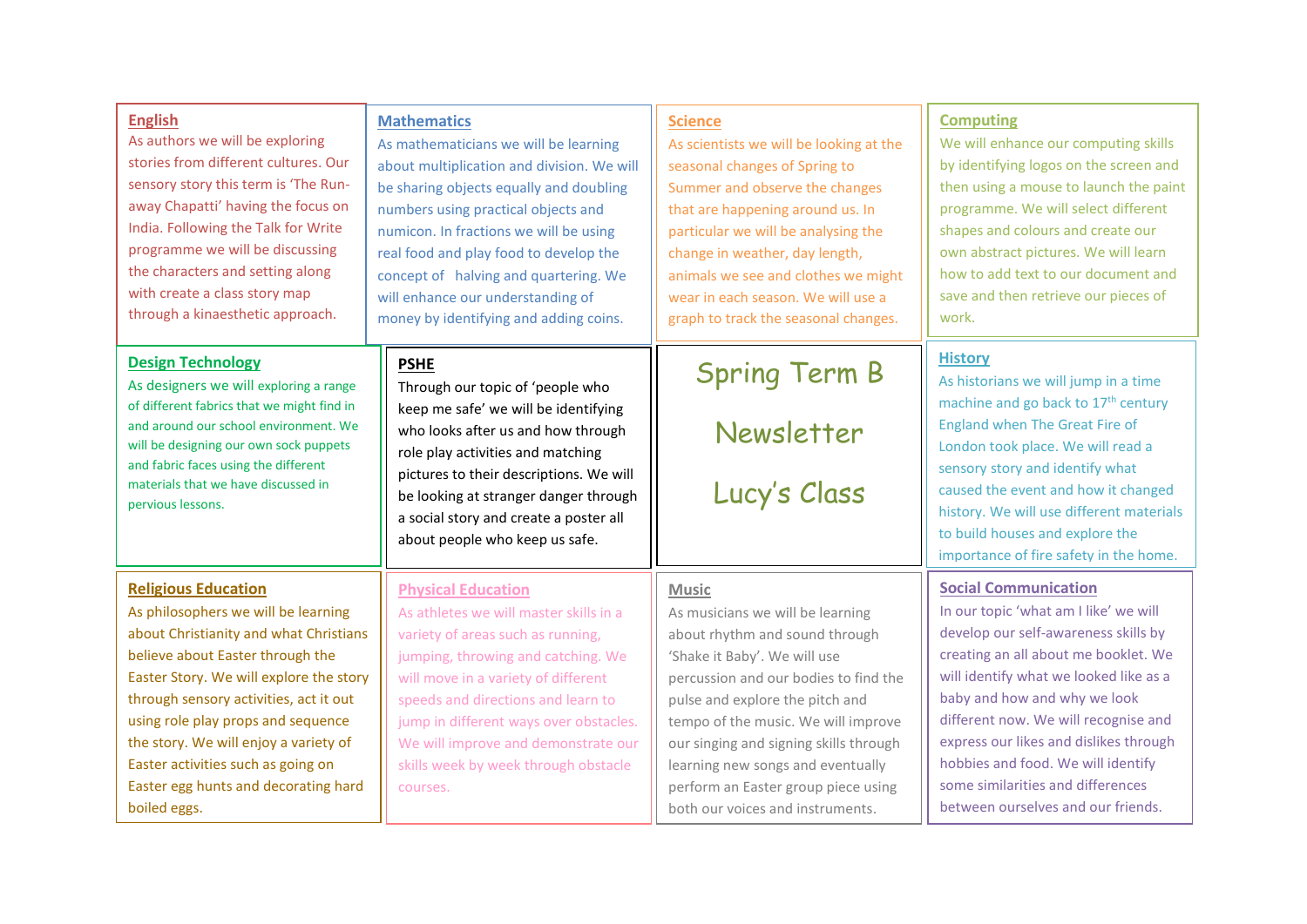# Spring Term B Newsletter

# Lucy's Class

## English

As authors we will be exploring stories from different cultures. Our sensory story this term is 'The Run-away Chapatti' having the focus on India. Following the Talk for Write programme we will be discussing the characters and setting along with create a class story map through a kinaesthetic approach.

## Mathematics

As mathematicians we will be learning about multiplication and division. We will be sharing objects equally and doubling numbers using practical objects and numicon. In fractions we will be using real food and play food to develop the concept of   halving and quartering. We will enhance our understanding of money by identifying and adding coins.

## Science

As scientists we will be looking at the seasonal changes of Spring to Summer and observe the changes that are happening around us. In particular we will be analysing the change in weather, day length, animals we see and clothes we might wear in each season. We will use a graph to track the seasonal changes.

## Computing

We will enhance our computing skills by identifying logos on the screen and then using a mouse to launch the paint programme. We will select different shapes and colours and create our own abstract pictures. We will learn how to add text to our document and save and then retrieve our pieces of work.

## Design Technology

As designers we will exploring a range of different fabrics that we might find in and around our school environment. We will be designing our own sock puppets and fabric faces using the different materials that we have discussed in pervious lessons.

## PSHE

Through our topic of 'people who keep me safe' we will be identifying who looks after us and how through role play activities and matching pictures to their descriptions. We will be looking at stranger danger through a social story and create a poster all about people who keep us safe.

## History

As historians we will jump in a time machine and go back to 17th century England when The Great Fire of London took place. We will read a sensory story and identify what caused the event and how it changed history. We will use different materials to build houses and explore the importance of fire safety in the home.

## Religious Education

As philosophers we will be learning about Christianity and what Christians believe about Easter through the Easter Story. We will explore the story through sensory activities, act it out using role play props and sequence the story. We will enjoy a variety of Easter activities such as going on Easter egg hunts and decorating hard boiled eggs.

## Physical Education

As athletes we will master skills in a variety of areas such as running, jumping, throwing and catching. We will move in a variety of different speeds and directions and learn to jump in different ways over obstacles. We will improve and demonstrate our skills week by week through obstacle courses.

## Music

As musicians we will be learning about rhythm and sound through 'Shake it Baby'. We will use percussion and our bodies to find the pulse and explore the pitch and tempo of the music. We will improve our singing and signing skills through learning new songs and eventually perform an Easter group piece using both our voices and instruments.

## Social Communication

In our topic 'what am I like' we will develop our self-awareness skills by creating an all about me booklet. We will identify what we looked like as a baby and how and why we look different now. We will recognise and express our likes and dislikes through hobbies and food. We will identify some similarities and differences between ourselves and our friends.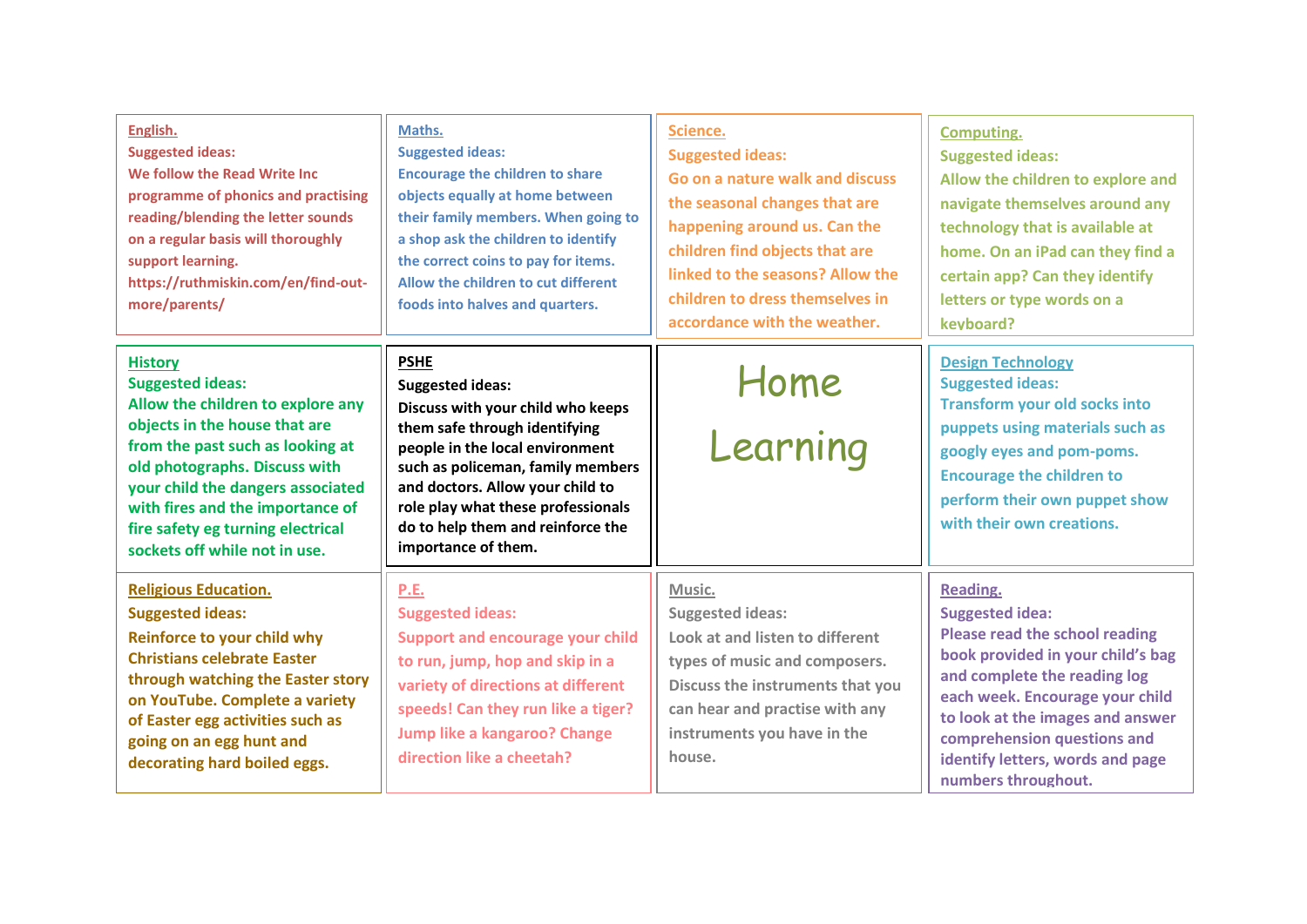# Home Learning

## English.

**Suggested ideas:**

We follow the Read Write Inc programme of phonics and practising reading/blending the letter sounds on a regular basis will thoroughly support learning.

https://ruthmiskin.com/en/find-out-more/parents/

## Maths.

**Suggested ideas:**

Encourage the children to share objects equally at home between their family members. When going to a shop ask the children to identify the correct coins to pay for items. Allow the children to cut different foods into halves and quarters.

## Science.

**Suggested ideas:**

Go on a nature walk and discuss the seasonal changes that are happening around us. Can the children find objects that are linked to the seasons? Allow the children to dress themselves in accordance with the weather.

## Computing.

**Suggested ideas:**

Allow the children to explore and navigate themselves around any technology that is available at home. On an iPad can they find a certain app? Can they identify letters or type words on a keyboard?

## History

**Suggested ideas:**

Allow the children to explore any objects in the house that are from the past such as looking at old photographs. Discuss with your child the dangers associated with fires and the importance of fire safety eg turning electrical sockets off while not in use.

## PSHE

**Suggested ideas:**

Discuss with your child who keeps them safe through identifying people in the local environment such as policeman, family members and doctors. Allow your child to role play what these professionals do to help them and reinforce the importance of them.

## Design Technology

**Suggested ideas:**

Transform your old socks into puppets using materials such as googly eyes and pom-poms. Encourage the children to perform their own puppet show with their own creations.

## Religious Education.

**Suggested ideas:**

Reinforce to your child why Christians celebrate Easter through watching the Easter story on YouTube. Complete a variety of Easter egg activities such as going on an egg hunt and decorating hard boiled eggs.

## P.E.

**Suggested ideas:**

Support and encourage your child to run, jump, hop and skip in a variety of directions at different speeds! Can they run like a tiger? Jump like a kangaroo? Change direction like a cheetah?

## Music.

**Suggested ideas:**

Look at and listen to different types of music and composers. Discuss the instruments that you can hear and practise with any instruments you have in the house.

## Reading.

**Suggested idea:**

Please read the school reading book provided in your child's bag and complete the reading log each week. Encourage your child to look at the images and answer comprehension questions and identify letters, words and page numbers throughout.